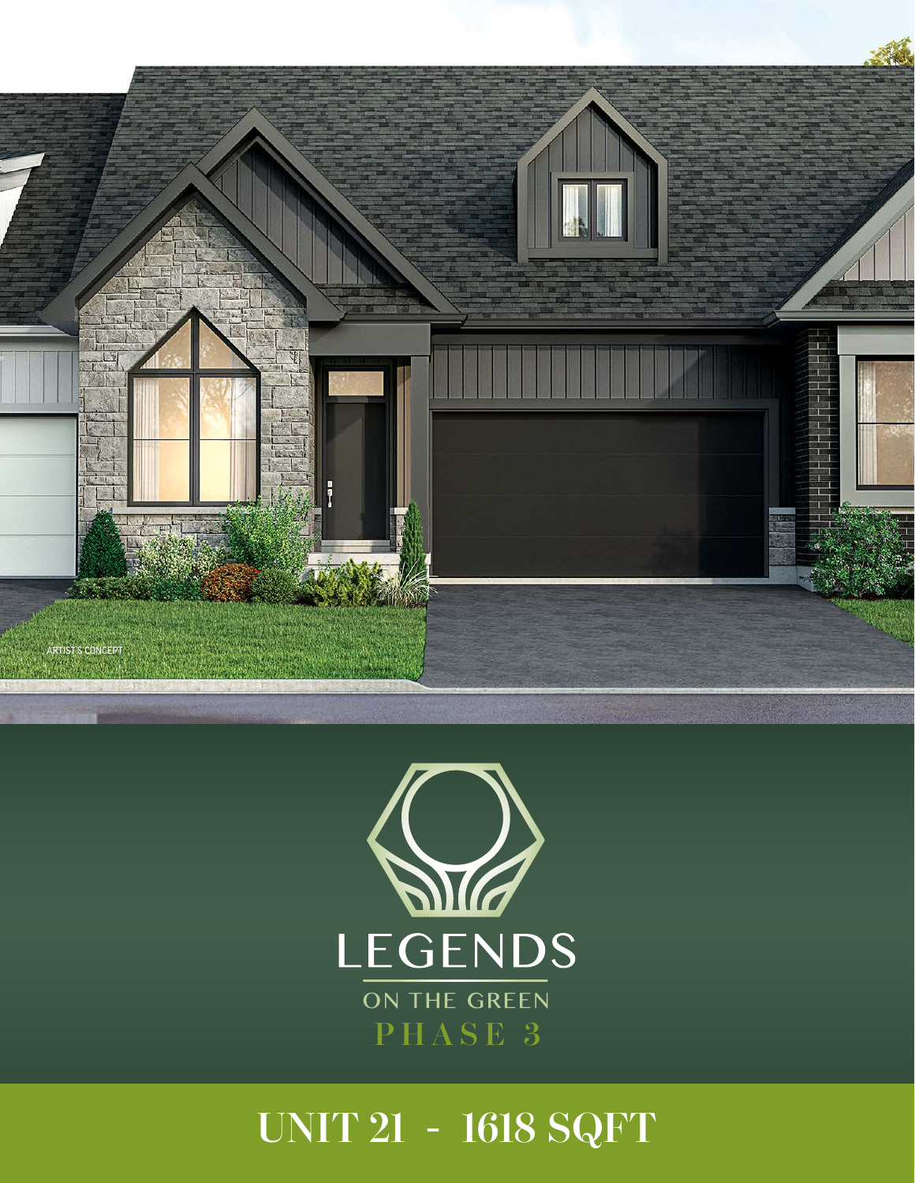ARTIST'S CONCEPT

# LEGENDS

ON THE GREEN

PHASE 3

## UNIT 21 - 1618 SQFT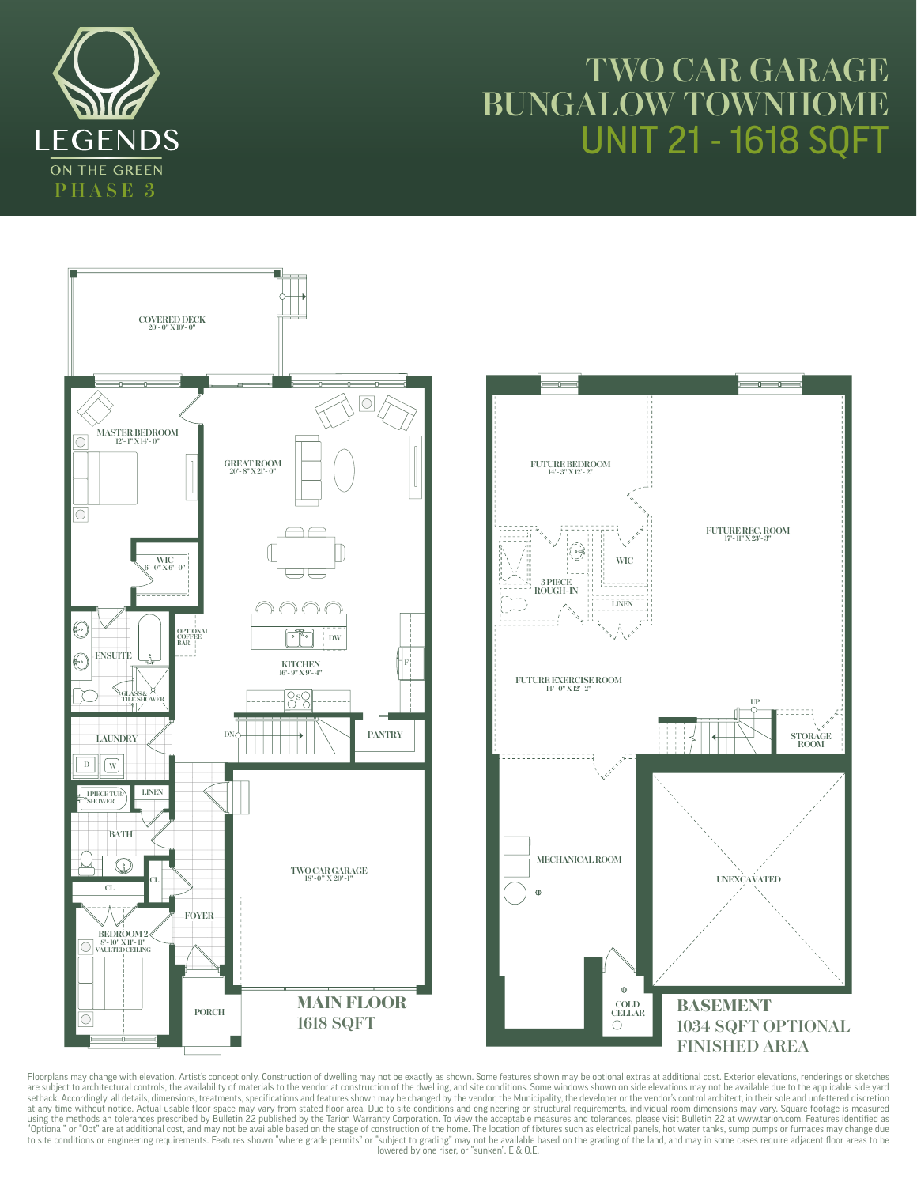# TWO CAR GARAGE BUNGALOW TOWNHOME

## UNIT 21 - 1618 SQFT

LEGENDS ON THE GREEN PHASE 3

COVERED DECK 20'-0" X 10'-0"

MASTER BEDROOM 12'-1" X 14'-0"

GREAT ROOM 20'-8" X 21'-0"

WIC 6'-0" X 6'-0"

OPTIONAL COFFEE BAR

DW

ENSUITE

KITCHEN 16'-9" X 9'-4"

F

GLASS & TILE SHOWER

LAUNDRY

D W

DN

PANTRY

1 PIECE TUB/SHOWER

LINEN

BATH

TWO CAR GARAGE 18'-0" X 20'-1"

CL

CL

FOYER

BEDROOM 2 8'-10" X 11'-11" VAULTED CEILING

PORCH

## MAIN FLOOR

1618 SQFT

FUTURE BEDROOM 14'-3" X 12'-2"

FUTURE REC. ROOM 17'-11" X 23'-3"

3 PIECE ROUGH-IN

WIC

LINEN

FUTURE EXERCISE ROOM 14'-0" X 12'-2"

UP

STORAGE ROOM

MECHANICAL ROOM

UNEXCAVATED

COLD CELLAR

## BASEMENT

1034 SQFT OPTIONAL FINISHED AREA

Floorplans may change with elevation. Artist's concept only. Construction of dwelling may not be exactly as shown. Some features shown may be optional extras at additional cost. Exterior elevations, renderings or sketches are subject to architectural controls, the availability of materials to the vendor at construction of the dwelling, and site conditions. Some windows shown on side elevations may not be available due to the applicable side yard setback. Accordingly, all details, dimensions, treatments, specifications and features shown may be changed by the vendor, the Municipality, the developer or the vendor's control architect, in their sole and unfettered discretion at any time without notice. Actual usable floor space may vary from stated floor area. Due to site conditions and engineering or structural requirements, individual room dimensions may vary. Square footage is measured using the methods an tolerances prescribed by Bulletin 22 published by the Tarion Warranty Corporation. To view the acceptable measures and tolerances, please visit Bulletin 22 at www.tarion.com. Features identified as "Optional" or "Opt" are at additional cost, and may not be available based on the stage of construction of the home. The location of fixtures such as electrical panels, hot water tanks, sump pumps or furnaces may change due to site conditions or engineering requirements. Features shown "where grade permits" or "subject to grading" may not be available based on the grading of the land, and may in some cases require adjacent floor areas to be lowered by one riser, or "sunken". E & O.E.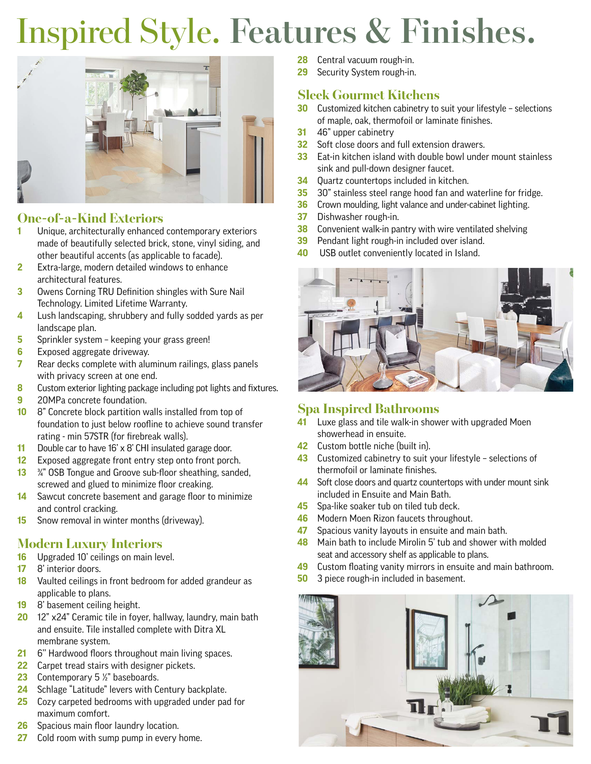# Inspired Style. Features & Finishes.

## One-of-a-Kind Exteriors

1. Unique, architecturally enhanced contemporary exteriors made of beautifully selected brick, stone, vinyl siding, and other beautiful accents (as applicable to facade).
2. Extra-large, modern detailed windows to enhance architectural features.
3. Owens Corning TRU Definition shingles with Sure Nail Technology. Limited Lifetime Warranty.
4. Lush landscaping, shrubbery and fully sodded yards as per landscape plan.
5. Sprinkler system – keeping your grass green!
6. Exposed aggregate driveway.
7. Rear decks complete with aluminum railings, glass panels with privacy screen at one end.
8. Custom exterior lighting package including pot lights and fixtures.
9. 20MPa concrete foundation.
10. 8" Concrete block partition walls installed from top of foundation to just below roofline to achieve sound transfer rating - min 57STR (for firebreak walls).
11. Double car to have 16' x 8' CHI insulated garage door.
12. Exposed aggregate front entry step onto front porch.
13. ¾" OSB Tongue and Groove sub-floor sheathing, sanded, screwed and glued to minimize floor creaking.
14. Sawcut concrete basement and garage floor to minimize and control cracking.
15. Snow removal in winter months (driveway).

## Modern Luxury Interiors

16. Upgraded 10' ceilings on main level.
17. 8' interior doors.
18. Vaulted ceilings in front bedroom for added grandeur as applicable to plans.
19. 8' basement ceiling height.
20. 12" x24" Ceramic tile in foyer, hallway, laundry, main bath and ensuite. Tile installed complete with Ditra XL membrane system.
21. 6" Hardwood floors throughout main living spaces.
22. Carpet tread stairs with designer pickets.
23. Contemporary 5 ½" baseboards.
24. Schlage "Latitude" levers with Century backplate.
25. Cozy carpeted bedrooms with upgraded under pad for maximum comfort.
26. Spacious main floor laundry location.
27. Cold room with sump pump in every home.
28. Central vacuum rough-in.
29. Security System rough-in.

## Sleek Gourmet Kitchens

30. Customized kitchen cabinetry to suit your lifestyle – selections of maple, oak, thermofoil or laminate finishes.
31. 46" upper cabinetry
32. Soft close doors and full extension drawers.
33. Eat-in kitchen island with double bowl under mount stainless sink and pull-down designer faucet.
34. Quartz countertops included in kitchen.
35. 30" stainless steel range hood fan and waterline for fridge.
36. Crown moulding, light valance and under-cabinet lighting.
37. Dishwasher rough-in.
38. Convenient walk-in pantry with wire ventilated shelving
39. Pendant light rough-in included over island.
40. USB outlet conveniently located in Island.

## Spa Inspired Bathrooms

41. Luxe glass and tile walk-in shower with upgraded Moen showerhead in ensuite.
42. Custom bottle niche (built in).
43. Customized cabinetry to suit your lifestyle – selections of thermofoil or laminate finishes.
44. Soft close doors and quartz countertops with under mount sink included in Ensuite and Main Bath.
45. Spa-like soaker tub on tiled tub deck.
46. Modern Moen Rizon faucets throughout.
47. Spacious vanity layouts in ensuite and main bath.
48. Main bath to include Mirolin 5' tub and shower with molded seat and accessory shelf as applicable to plans.
49. Custom floating vanity mirrors in ensuite and main bathroom.
50. 3 piece rough-in included in basement.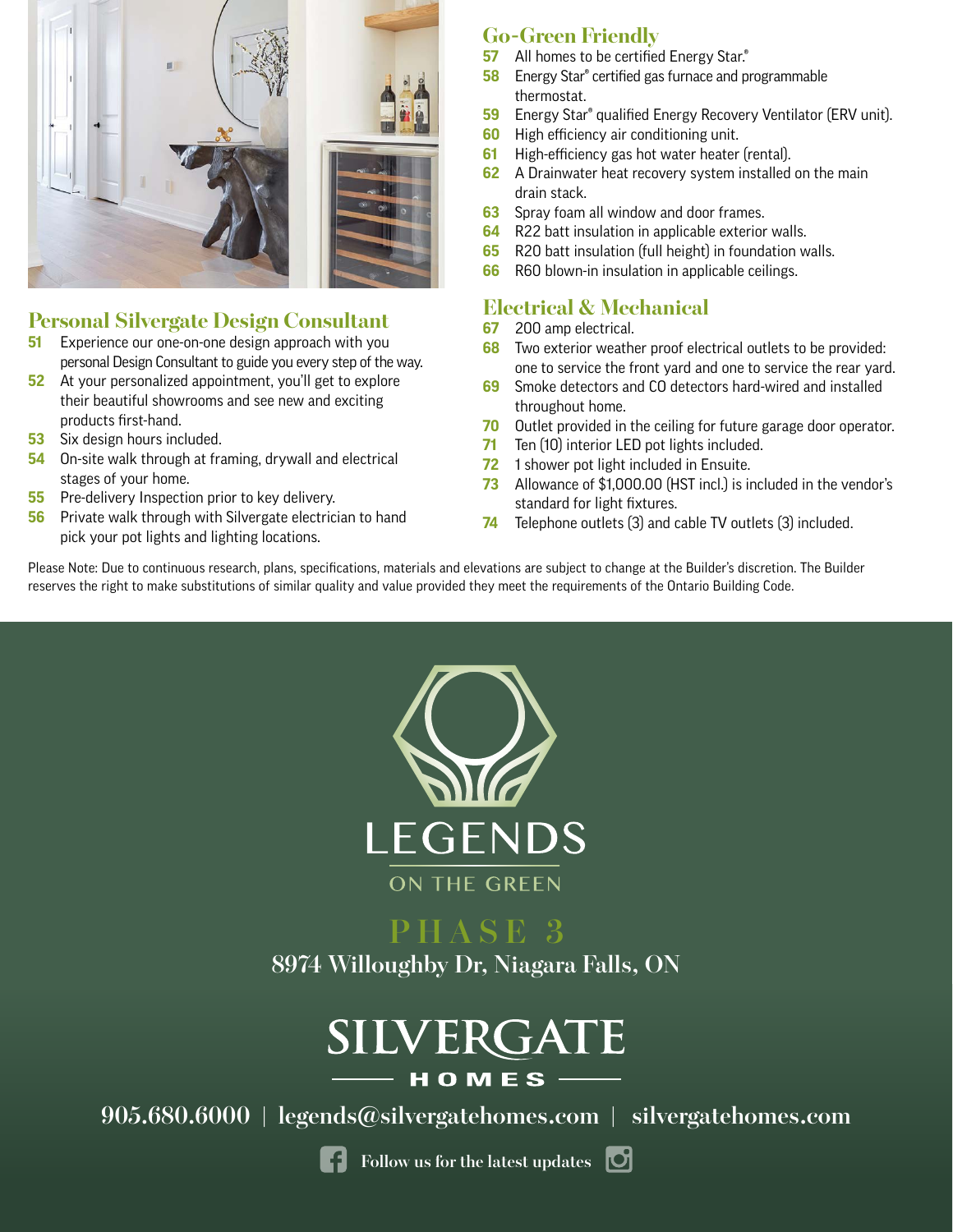## Personal Silvergate Design Consultant

51 Experience our one-on-one design approach with you personal Design Consultant to guide you every step of the way.

52 At your personalized appointment, you'll get to explore their beautiful showrooms and see new and exciting products first-hand.

53 Six design hours included.

54 On-site walk through at framing, drywall and electrical stages of your home.

55 Pre-delivery Inspection prior to key delivery.

56 Private walk through with Silvergate electrician to hand pick your pot lights and lighting locations.

## Go-Green Friendly

57 All homes to be certified Energy Star.®

58 Energy Star® certified gas furnace and programmable thermostat.

59 Energy Star® qualified Energy Recovery Ventilator (ERV unit).

60 High efficiency air conditioning unit.

61 High-efficiency gas hot water heater (rental).

62 A Drainwater heat recovery system installed on the main drain stack.

63 Spray foam all window and door frames.

64 R22 batt insulation in applicable exterior walls.

65 R20 batt insulation (full height) in foundation walls.

66 R60 blown-in insulation in applicable ceilings.

## Electrical & Mechanical

67 200 amp electrical.

68 Two exterior weather proof electrical outlets to be provided: one to service the front yard and one to service the rear yard.

69 Smoke detectors and CO detectors hard-wired and installed throughout home.

70 Outlet provided in the ceiling for future garage door operator.

71 Ten (10) interior LED pot lights included.

72 1 shower pot light included in Ensuite.

73 Allowance of $1,000.00 (HST incl.) is included in the vendor's standard for light fixtures.

74 Telephone outlets (3) and cable TV outlets (3) included.

Please Note: Due to continuous research, plans, specifications, materials and elevations are subject to change at the Builder's discretion. The Builder reserves the right to make substitutions of similar quality and value provided they meet the requirements of the Ontario Building Code.

LEGENDS

ON THE GREEN

PHASE 3

8974 Willoughby Dr, Niagara Falls, ON

SILVERGATE

HOMES

905.680.6000 | legends@silvergatehomes.com | silvergatehomes.com

Follow us for the latest updates